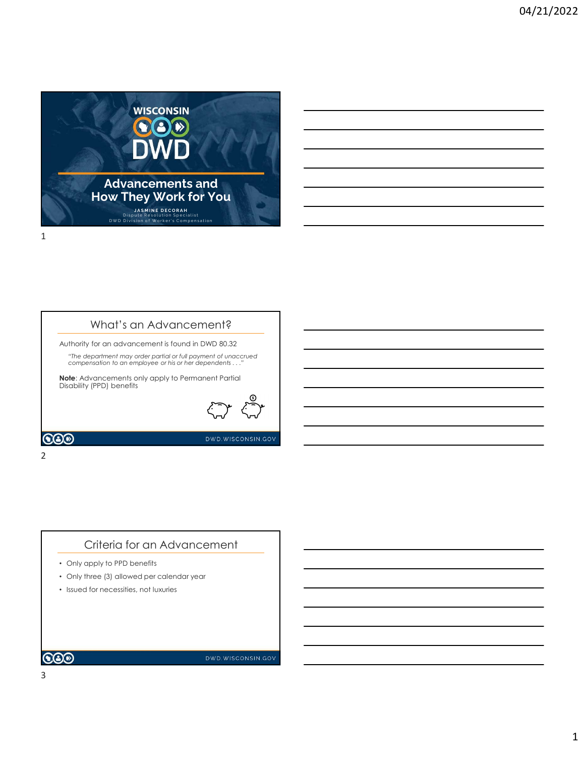# Advancements and How They Work for You

**JASMINE DECORAH**
Dispute Resolution Specialist
DWD Division of Worker's Compensation

## What's an Advancement?

Authority for an advancement is found in DWD 80.32

*"The department may order partial or full payment of unaccrued compensation to an employee or his or her dependents . . ."*

**Note**: Advancements only apply to Permanent Partial Disability (PPD) benefits

## Criteria for an Advancement

- Only apply to PPD benefits
- Only three (3) allowed per calendar year
- Issued for necessities, not luxuries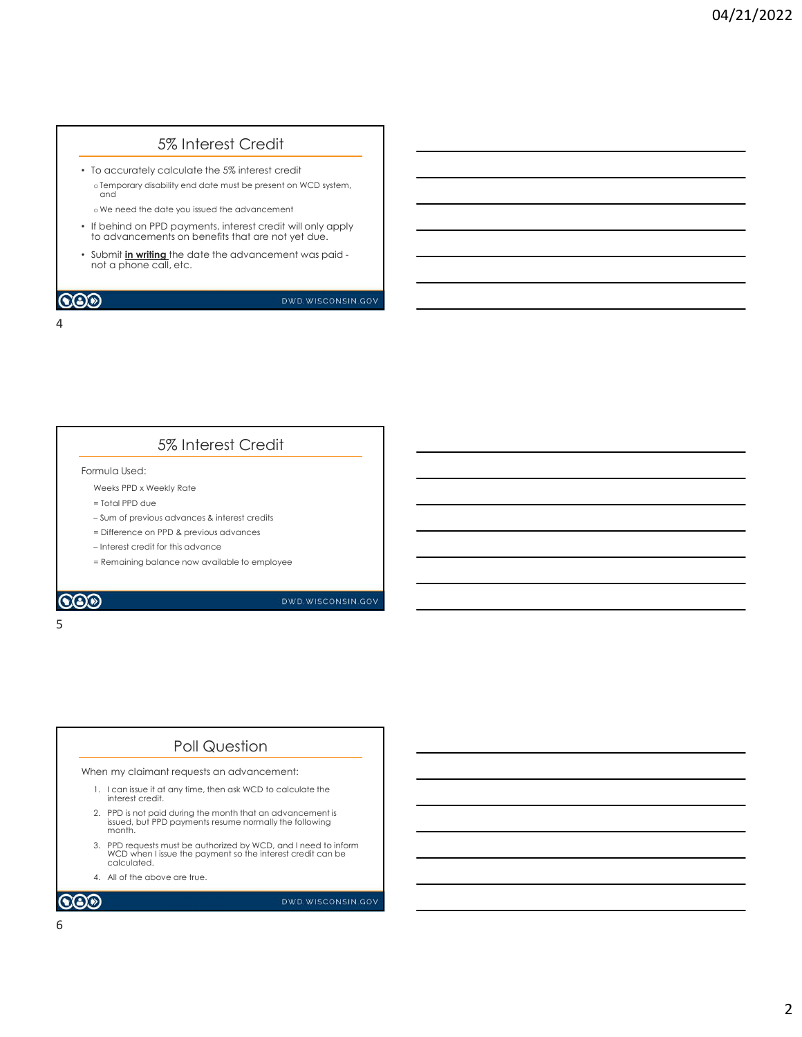## 5% Interest Credit

- To accurately calculate the 5% interest credit
  - Temporary disability end date must be present on WCD system, and
  - We need the date you issued the advancement
- If behind on PPD payments, interest credit will only apply to advancements on benefits that are not yet due.
- Submit **in writing** the date the advancement was paid - not a phone call, etc.

## 5% Interest Credit

Formula Used:

Weeks PPD x Weekly Rate

= Total PPD due

– Sum of previous advances & interest credits

= Difference on PPD & previous advances

– Interest credit for this advance

= Remaining balance now available to employee

## Poll Question

When my claimant requests an advancement:

1. I can issue it at any time, then ask WCD to calculate the interest credit.
2. PPD is not paid during the month that an advancement is issued, but PPD payments resume normally the following month.
3. PPD requests must be authorized by WCD, and I need to inform WCD when I issue the payment so the interest credit can be calculated.
4. All of the above are true.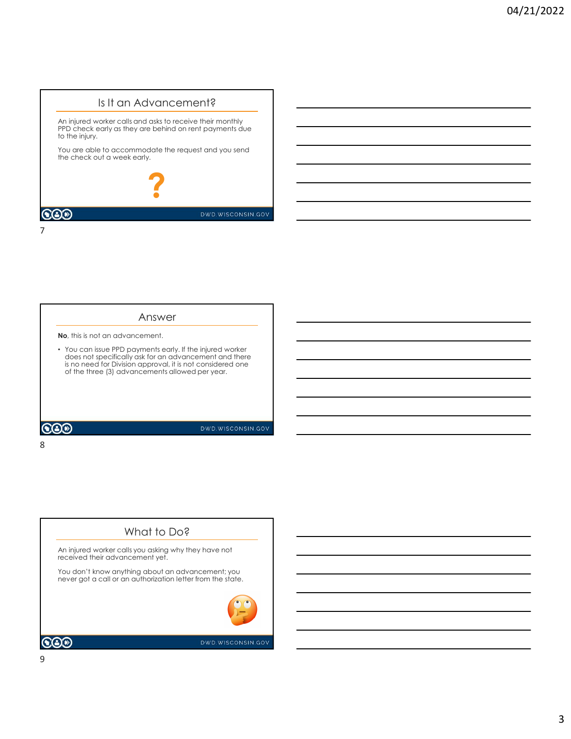## Is It an Advancement?

An injured worker calls and asks to receive their monthly PPD check early as they are behind on rent payments due to the injury.

You are able to accommodate the request and you send the check out a week early.

?

## Answer

**No**, this is not an advancement.

- You can issue PPD payments early. If the injured worker does not specifically ask for an advancement and there is no need for Division approval, it is not considered one of the three (3) advancements allowed per year.

## What to Do?

An injured worker calls you asking why they have not received their advancement yet.

You don't know anything about an advancement; you never got a call or an authorization letter from the state.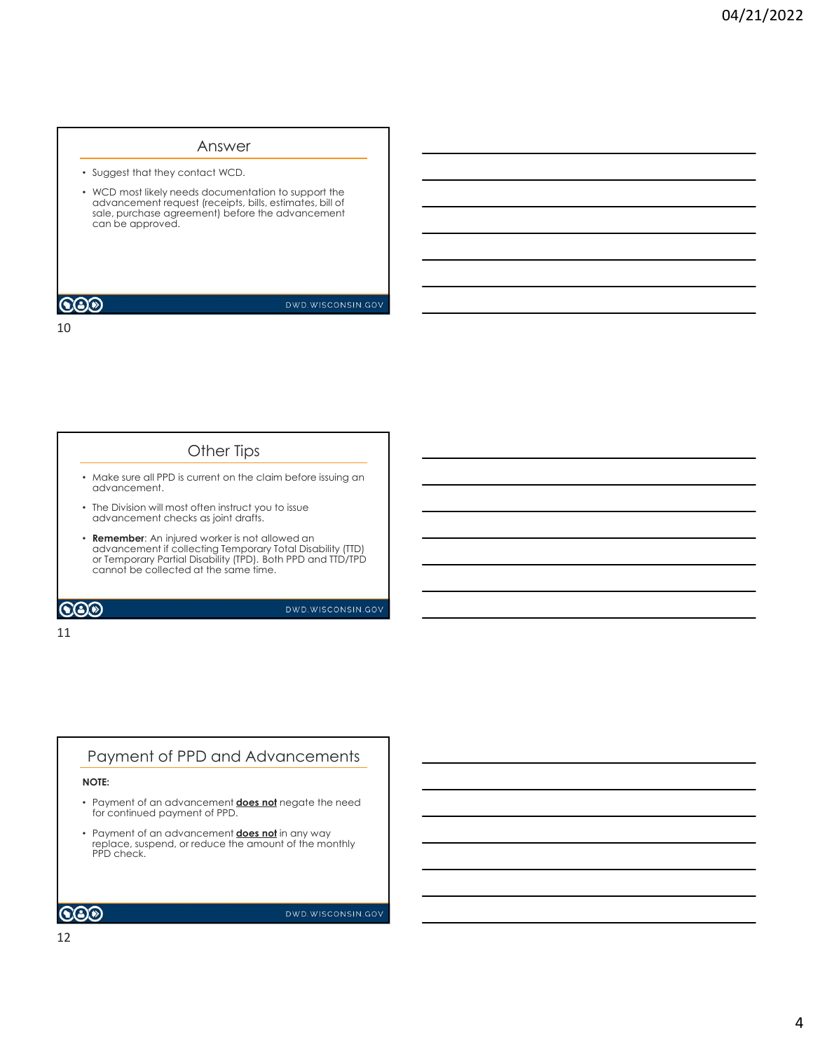## Answer

- Suggest that they contact WCD.
- WCD most likely needs documentation to support the advancement request (receipts, bills, estimates, bill of sale, purchase agreement) before the advancement can be approved.

## Other Tips

- Make sure all PPD is current on the claim before issuing an advancement.
- The Division will most often instruct you to issue advancement checks as joint drafts.
- **Remember**: An injured worker is not allowed an advancement if collecting Temporary Total Disability (TTD) or Temporary Partial Disability (TPD). Both PPD and TTD/TPD cannot be collected at the same time.

## Payment of PPD and Advancements

**NOTE:**

- Payment of an advancement **does not** negate the need for continued payment of PPD.
- Payment of an advancement **does not** in any way replace, suspend, or reduce the amount of the monthly PPD check.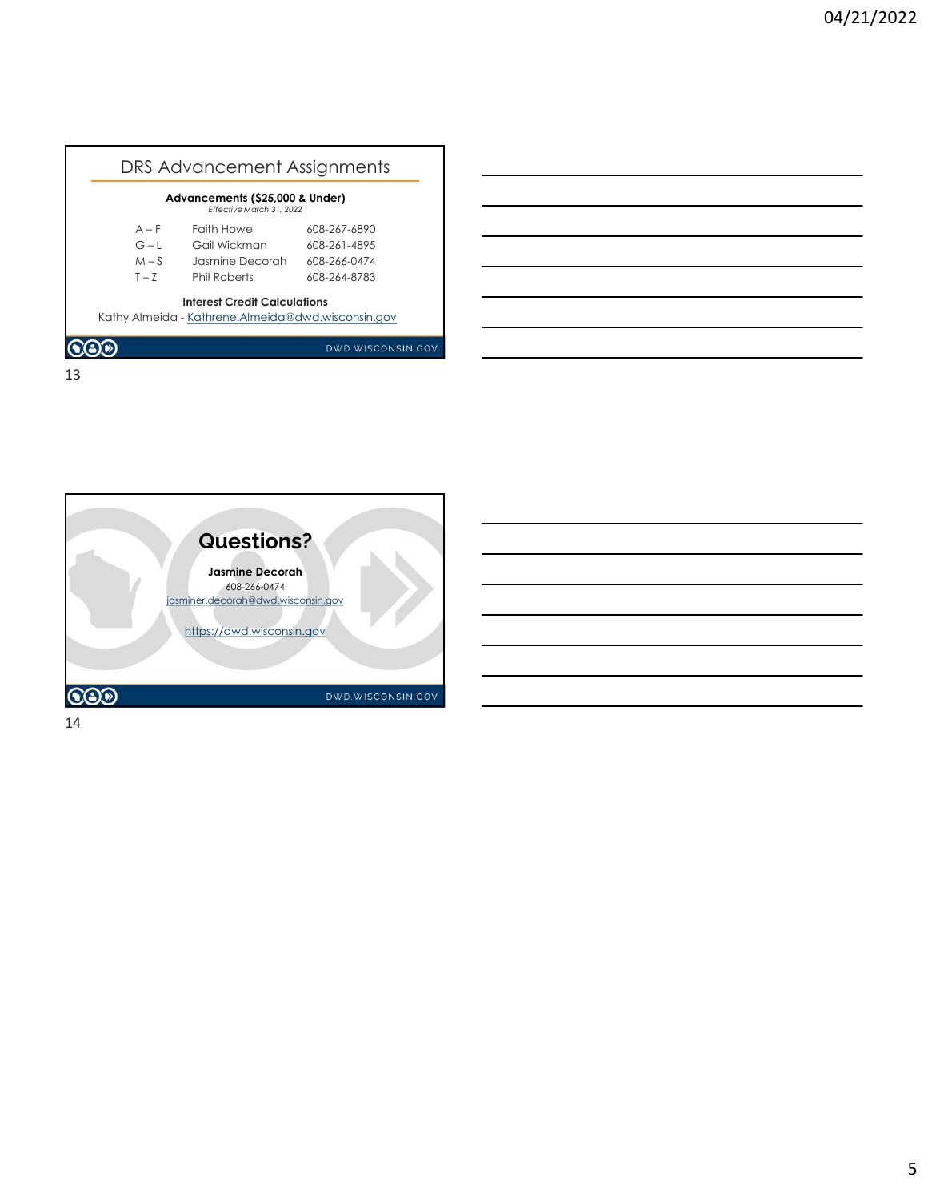## DRS Advancement Assignments

**Advancements ($25,000 & Under)**
*Effective March 31, 2022*

| | | |
|---|---|---|
| A – F | Faith Howe | 608-267-6890 |
| G – L | Gail Wickman | 608-261-4895 |
| M – S | Jasmine Decorah | 608-266-0474 |
| T – Z | Phil Roberts | 608-264-8783 |

**Interest Credit Calculations**

Kathy Almeida - Kathrene.Almeida@dwd.wisconsin.gov

DWD.WISCONSIN.GOV

13

## Questions?

**Jasmine Decorah**

608-266-0474

jasminer.decorah@dwd.wisconsin.gov

https://dwd.wisconsin.gov

DWD.WISCONSIN.GOV

14